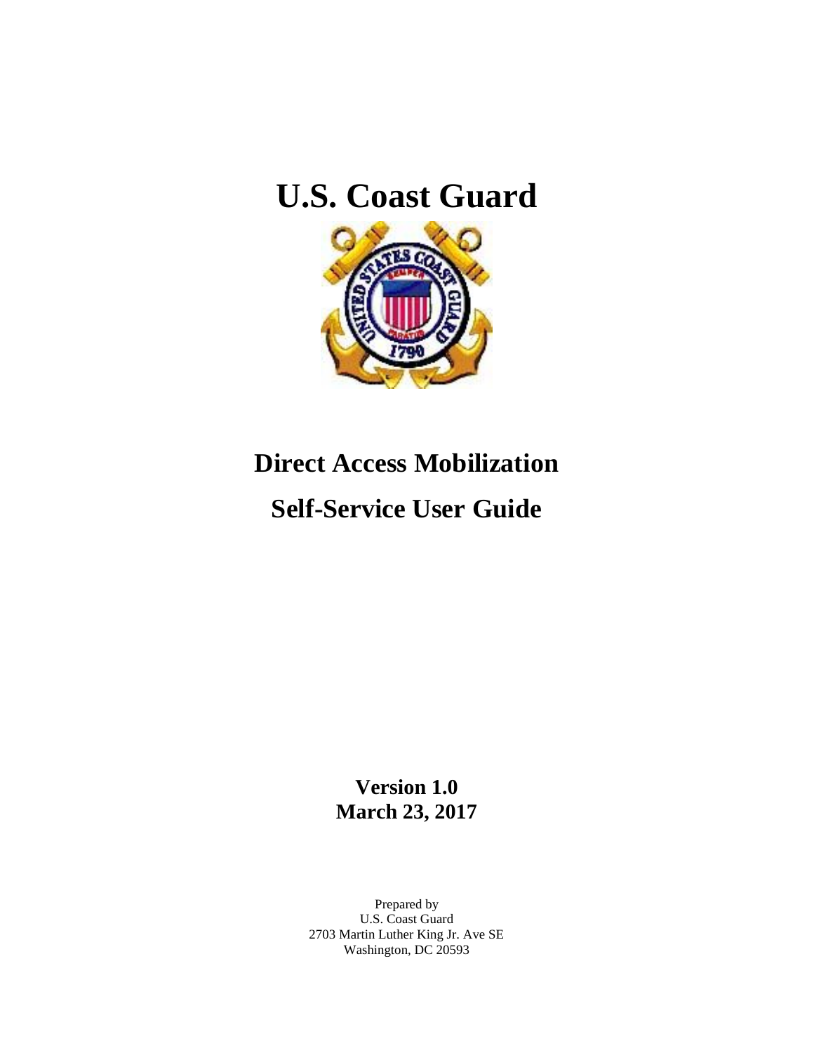# U.S. Coast Guard

## Direct Access Mobilization

## Self-Service User Guide

**Version 1.0**
**March 23, 2017**

Prepared by
U.S. Coast Guard
2703 Martin Luther King Jr. Ave SE
Washington, DC 20593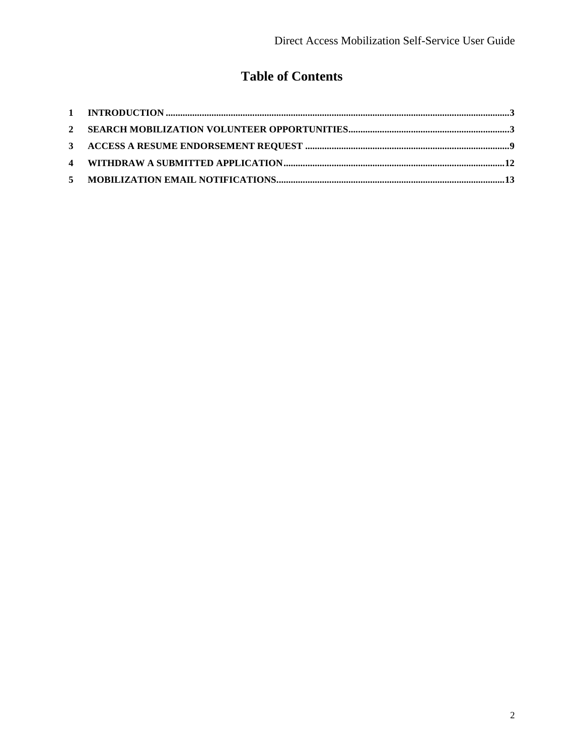# Table of Contents

1 INTRODUCTION ......................................................................................3
2 SEARCH MOBILIZATION VOLUNTEER OPPORTUNITIES ..................................3
3 ACCESS A RESUME ENDORSEMENT REQUEST ............................................9
4 WITHDRAW A SUBMITTED APPLICATION ...................................................12
5 MOBILIZATION EMAIL NOTIFICATIONS ......................................................13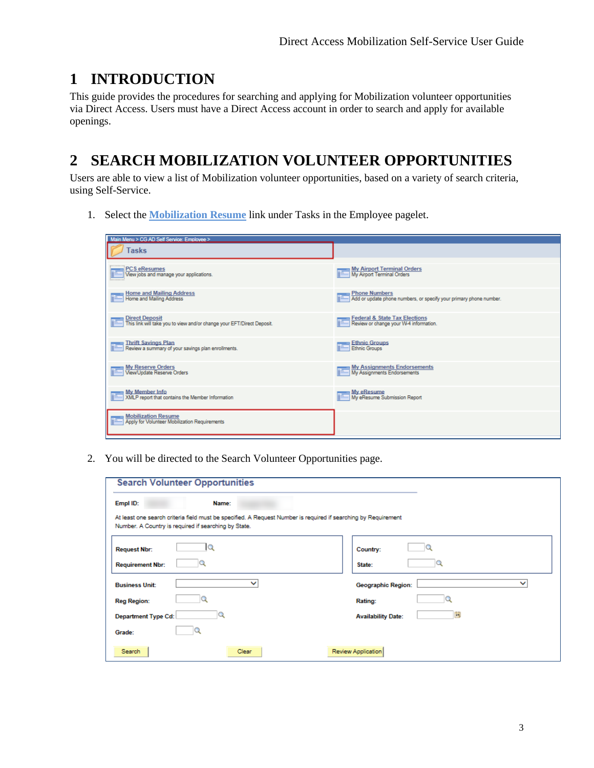# 1 INTRODUCTION

This guide provides the procedures for searching and applying for Mobilization volunteer opportunities via Direct Access. Users must have a Direct Access account in order to search and apply for available openings.

# 2 SEARCH MOBILIZATION VOLUNTEER OPPORTUNITIES

Users are able to view a list of Mobilization volunteer opportunities, based on a variety of search criteria, using Self-Service.

1. Select the **Mobilization Resume** link under Tasks in the Employee pagelet.

2. You will be directed to the Search Volunteer Opportunities page.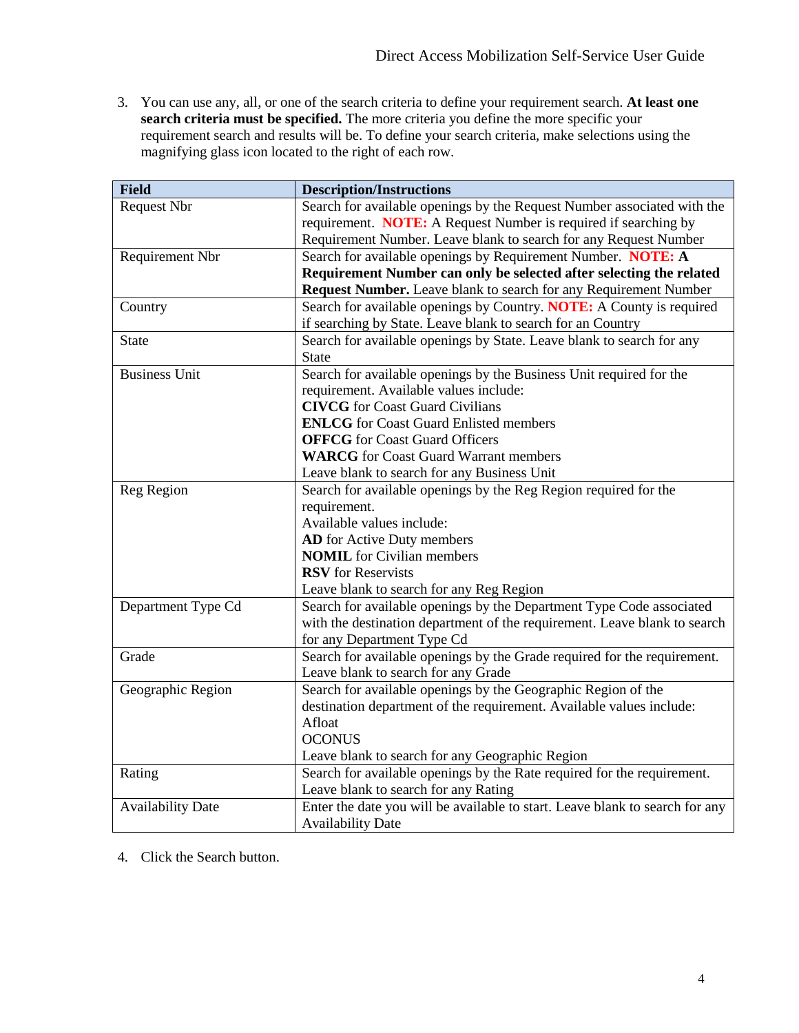3. You can use any, all, or one of the search criteria to define your requirement search. **At least one search criteria must be specified.** The more criteria you define the more specific your requirement search and results will be. To define your search criteria, make selections using the magnifying glass icon located to the right of each row.

| Field | Description/Instructions |
|---|---|
| Request Nbr | Search for available openings by the Request Number associated with the requirement. **NOTE:** A Request Number is required if searching by Requirement Number. Leave blank to search for any Request Number |
| Requirement Nbr | Search for available openings by Requirement Number. **NOTE: A Requirement Number can only be selected after selecting the related Request Number.** Leave blank to search for any Requirement Number |
| Country | Search for available openings by Country. **NOTE:** A County is required if searching by State. Leave blank to search for an Country |
| State | Search for available openings by State. Leave blank to search for any State |
| Business Unit | Search for available openings by the Business Unit required for the requirement. Available values include:<br>**CIVCG** for Coast Guard Civilians<br>**ENLCG** for Coast Guard Enlisted members<br>**OFFCG** for Coast Guard Officers<br>**WARCG** for Coast Guard Warrant members<br>Leave blank to search for any Business Unit |
| Reg Region | Search for available openings by the Reg Region required for the requirement.<br>Available values include:<br>**AD** for Active Duty members<br>**NOMIL** for Civilian members<br>**RSV** for Reservists<br>Leave blank to search for any Reg Region |
| Department Type Cd | Search for available openings by the Department Type Code associated with the destination department of the requirement. Leave blank to search for any Department Type Cd |
| Grade | Search for available openings by the Grade required for the requirement. Leave blank to search for any Grade |
| Geographic Region | Search for available openings by the Geographic Region of the destination department of the requirement. Available values include:<br>Afloat<br>OCONUS<br>Leave blank to search for any Geographic Region |
| Rating | Search for available openings by the Rate required for the requirement. Leave blank to search for any Rating |
| Availability Date | Enter the date you will be available to start. Leave blank to search for any Availability Date |

4. Click the Search button.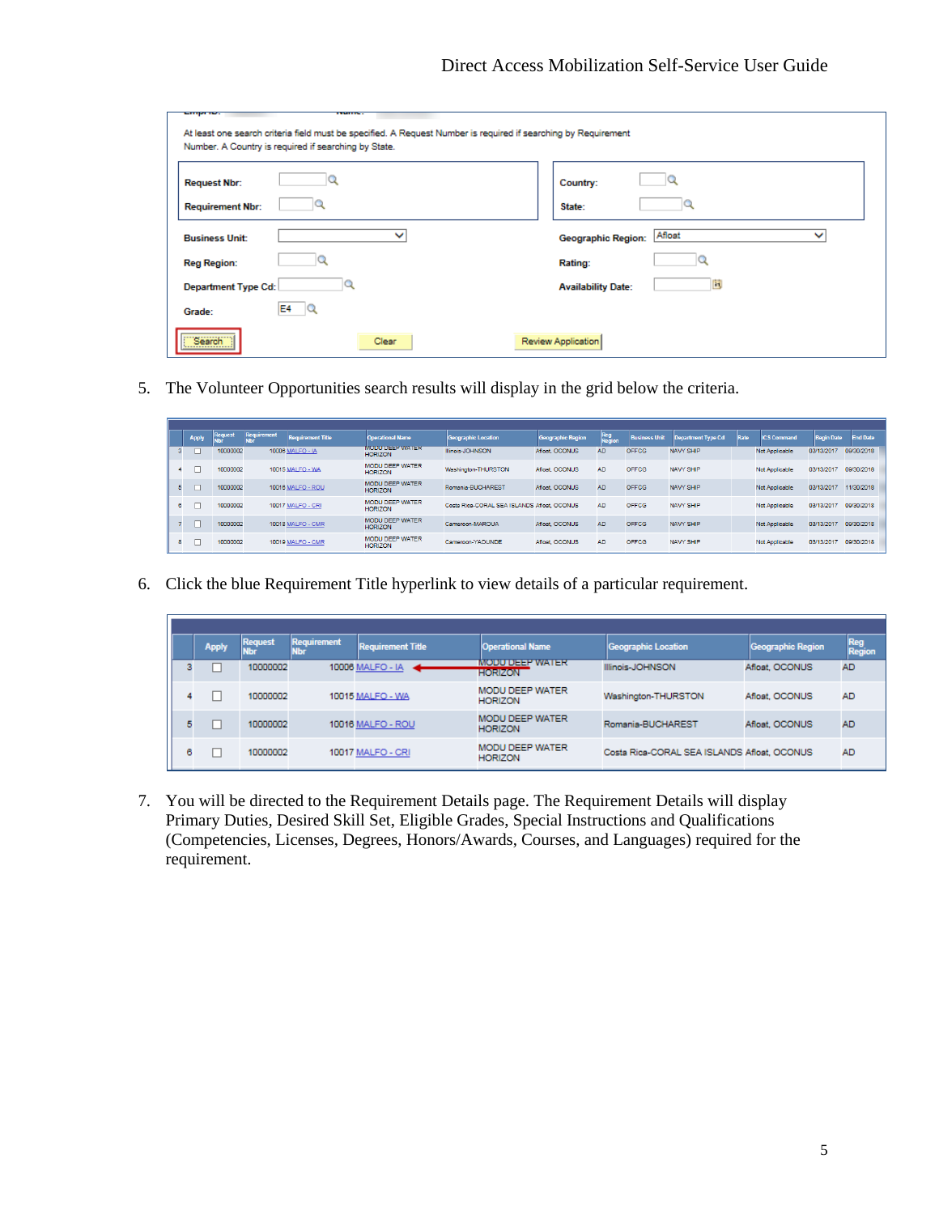At least one search criteria field must be specified. A Request Number is required if searching by Requirement Number. A Country is required if searching by State.

| | | | |
|---|---|---|---|
| Request Nbr: | | Country: | |
| Requirement Nbr: | | State: | |
| Business Unit: | | Geographic Region: | Afloat |
| Reg Region: | | Rating: | |
| Department Type Cd: | | Availability Date: | |
| Grade: | E4 | | |

Search | Clear | Review Application

5. The Volunteer Opportunities search results will display in the grid below the criteria.

| | Apply | Request Nbr | Requirement Nbr | Requirement Title | Operational Name | Geographic Location | Geographic Region | Reg Region | Business Unit | Department Type Cd | Rate | ICS Command | Begin Date | End Date |
|---|---|---|---|---|---|---|---|---|---|---|---|---|---|---|
| 3 | ☐ | 10000002 | 10006 | MALFO - IA | MODU DEEP WATER HORIZON | Illinois-JOHNSON | Afloat, OCONUS | AD | OFFCG | NAVY SHIP | | Not Applicable | 03/13/2017 | 09/30/2018 |
| 4 | ☐ | 10000002 | 10015 | MALFO - WA | MODU DEEP WATER HORIZON | Washington-THURSTON | Afloat, OCONUS | AD | OFFCG | NAVY SHIP | | Not Applicable | 03/13/2017 | 09/30/2018 |
| 5 | ☐ | 10000002 | 10016 | MALFO - ROU | MODU DEEP WATER HORIZON | Romania-BUCHAREST | Afloat, OCONUS | AD | OFFCG | NAVY SHIP | | Not Applicable | 03/13/2017 | 11/30/2018 |
| 6 | ☐ | 10000002 | 10017 | MALFO - CRI | MODU DEEP WATER HORIZON | Costa Rica-CORAL SEA ISLANDS | Afloat, OCONUS | AD | OFFCG | NAVY SHIP | | Not Applicable | 03/13/2017 | 09/30/2018 |
| 7 | ☐ | 10000002 | 10018 | MALFO - CMR | MODU DEEP WATER HORIZON | Cameroon-MAROUA | Afloat, OCONUS | AD | OFFCG | NAVY SHIP | | Not Applicable | 03/13/2017 | 09/30/2018 |
| 8 | ☐ | 10000002 | 10019 | MALFO - CMR | MODU DEEP WATER HORIZON | Cameroon-YAOUNDE | Afloat, OCONUS | AD | OFFCG | NAVY SHIP | | Not Applicable | 03/13/2017 | 09/30/2018 |

6. Click the blue Requirement Title hyperlink to view details of a particular requirement.

| | Apply | Request Nbr | Requirement Nbr | Requirement Title | Operational Name | Geographic Location | Geographic Region | Reg Region |
|---|---|---|---|---|---|---|---|---|
| 3 | ☐ | 10000002 | 10006 | MALFO - IA | MODU DEEP WATER HORIZON | Illinois-JOHNSON | Afloat, OCONUS | AD |
| 4 | ☐ | 10000002 | 10015 | MALFO - WA | MODU DEEP WATER HORIZON | Washington-THURSTON | Afloat, OCONUS | AD |
| 5 | ☐ | 10000002 | 10016 | MALFO - ROU | MODU DEEP WATER HORIZON | Romania-BUCHAREST | Afloat, OCONUS | AD |
| 6 | ☐ | 10000002 | 10017 | MALFO - CRI | MODU DEEP WATER HORIZON | Costa Rica-CORAL SEA ISLANDS | Afloat, OCONUS | AD |

7. You will be directed to the Requirement Details page. The Requirement Details will display Primary Duties, Desired Skill Set, Eligible Grades, Special Instructions and Qualifications (Competencies, Licenses, Degrees, Honors/Awards, Courses, and Languages) required for the requirement.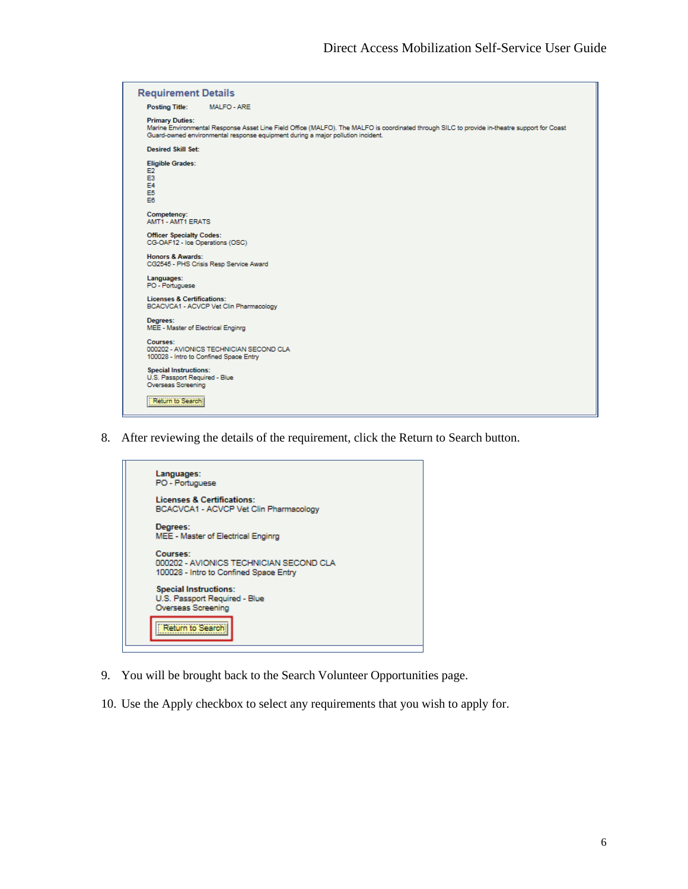**Requirement Details**

**Posting Title:** MALFO - ARE

**Primary Duties:**
Marine Environmental Response Asset Line Field Office (MALFO). The MALFO is coordinated through SILC to provide in-theatre support for Coast Guard-owned environmental response equipment during a major pollution incident.

**Desired Skill Set:**

**Eligible Grades:**
E2
E3
E4
E5
E6

**Competency:**
AMT1 - AMT1 ERATS

**Officer Specialty Codes:**
CG-OAF12 - Ice Operations (OSC)

**Honors & Awards:**
CG2545 - PHS Crisis Resp Service Award

**Languages:**
PO - Portuguese

**Licenses & Certifications:**
BCACVCA1 - ACVCP Vet Clin Pharmacology

**Degrees:**
MEE - Master of Electrical Enginrg

**Courses:**
000202 - AVIONICS TECHNICIAN SECOND CLA
100028 - Intro to Confined Space Entry

**Special Instructions:**
U.S. Passport Required - Blue
Overseas Screening

[Return to Search]

8. After reviewing the details of the requirement, click the Return to Search button.

**Languages:**
PO - Portuguese

**Licenses & Certifications:**
BCACVCA1 - ACVCP Vet Clin Pharmacology

**Degrees:**
MEE - Master of Electrical Enginrg

**Courses:**
000202 - AVIONICS TECHNICIAN SECOND CLA
100028 - Intro to Confined Space Entry

**Special Instructions:**
U.S. Passport Required - Blue
Overseas Screening

[Return to Search]

9. You will be brought back to the Search Volunteer Opportunities page.

10. Use the Apply checkbox to select any requirements that you wish to apply for.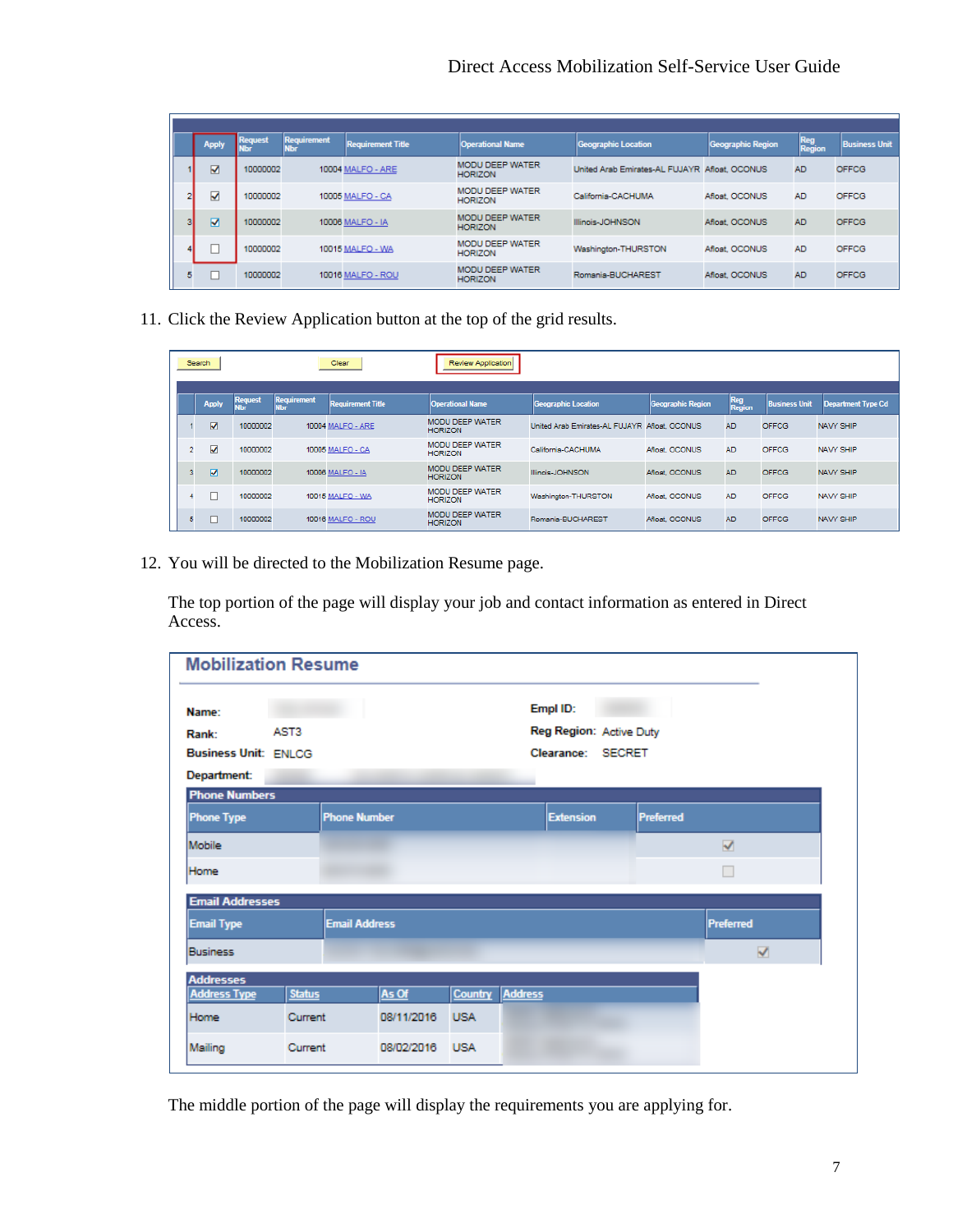| | Apply | Request Nbr | Requirement Nbr | Requirement Title | Operational Name | Geographic Location | Geographic Region | Reg Region | Business Unit |
|---|---|---|---|---|---|---|---|---|---|
| 1 | ☑ | 10000002 | 10004 | MALFO - ARE | MODU DEEP WATER HORIZON | United Arab Emirates-AL FUJAYR | Afloat, OCONUS | AD | OFFCG |
| 2 | ☑ | 10000002 | 10005 | MALFO - CA | MODU DEEP WATER HORIZON | California-CACHUMA | Afloat, OCONUS | AD | OFFCG |
| 3 | ☑ | 10000002 | 10006 | MALFO - IA | MODU DEEP WATER HORIZON | Illinois-JOHNSON | Afloat, OCONUS | AD | OFFCG |
| 4 | ☐ | 10000002 | 10015 | MALFO - WA | MODU DEEP WATER HORIZON | Washington-THURSTON | Afloat, OCONUS | AD | OFFCG |
| 5 | ☐ | 10000002 | 10016 | MALFO - ROU | MODU DEEP WATER HORIZON | Romania-BUCHAREST | Afloat, OCONUS | AD | OFFCG |

11. Click the Review Application button at the top of the grid results.

Search | Clear | Review Application

| | Apply | Request Nbr | Requirement Nbr | Requirement Title | Operational Name | Geographic Location | Geographic Region | Reg Region | Business Unit | Department Type Cd |
|---|---|---|---|---|---|---|---|---|---|---|
| 1 | ☑ | 10000002 | 10004 | MALFO - ARE | MODU DEEP WATER HORIZON | United Arab Emirates-AL FUJAYR | Afloat, OCONUS | AD | OFFCG | NAVY SHIP |
| 2 | ☑ | 10000002 | 10005 | MALFO - CA | MODU DEEP WATER HORIZON | California-CACHUMA | Afloat, OCONUS | AD | OFFCG | NAVY SHIP |
| 3 | ☑ | 10000002 | 10006 | MALFO - IA | MODU DEEP WATER HORIZON | Illinois-JOHNSON | Afloat, OCONUS | AD | OFFCG | NAVY SHIP |
| 4 | ☐ | 10000002 | 10015 | MALFO - WA | MODU DEEP WATER HORIZON | Washington-THURSTON | Afloat, OCONUS | AD | OFFCG | NAVY SHIP |
| 5 | ☐ | 10000002 | 10016 | MALFO - ROU | MODU DEEP WATER HORIZON | Romania-BUCHAREST | Afloat, OCONUS | AD | OFFCG | NAVY SHIP |

12. You will be directed to the Mobilization Resume page.

    The top portion of the page will display your job and contact information as entered in Direct Access.

**Mobilization Resume**

**Name:** | **Empl ID:**

**Rank:** AST3 | **Reg Region:** Active Duty

**Business Unit:** ENLCG | **Clearance:** SECRET

**Department:**

**Phone Numbers**

| Phone Type | Phone Number | Extension | Preferred |
|---|---|---|---|
| Mobile | | | ☑ |
| Home | | | ☐ |

**Email Addresses**

| Email Type | Email Address | Preferred |
|---|---|---|
| Business | | ☑ |

**Addresses**

| Address Type | Status | As Of | Country | Address |
|---|---|---|---|---|
| Home | Current | 08/11/2016 | USA | |
| Mailing | Current | 08/02/2016 | USA | |

The middle portion of the page will display the requirements you are applying for.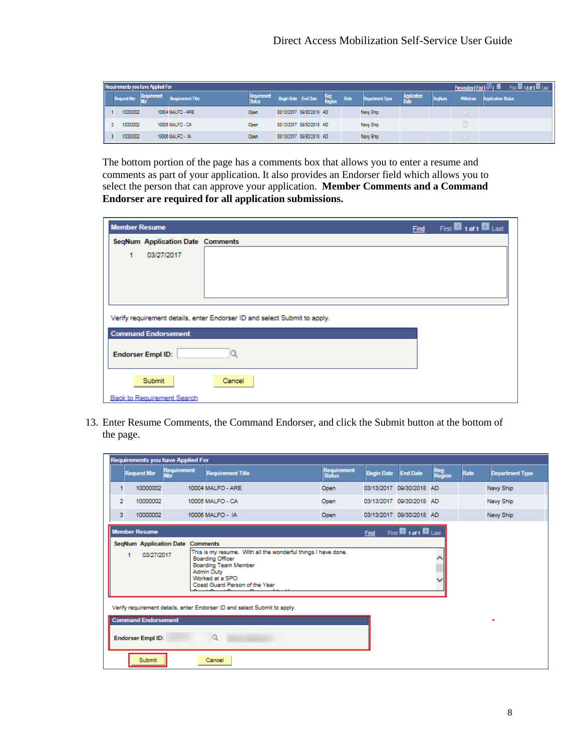**Requirements you have Applied For**

| | Request Nbr | Requirement Nbr | Requirement Title | Requirement Status | Begin Date | End Date | Reg Region | Rate | Department Type | Application Date | SeqNum | Withdraw | Application Status |
|---|---|---|---|---|---|---|---|---|---|---|---|---|---|
| 1 | 10000002 | 10004 | MALFO - ARE | Open | 03/13/2017 | 09/30/2018 | AD | | Navy Ship | | | | |
| 2 | 10000002 | 10005 | MALFO - CA | Open | 03/13/2017 | 09/30/2018 | AD | | Navy Ship | | | | |
| 3 | 10000002 | 10006 | MALFO - IA | Open | 03/13/2017 | 09/30/2018 | AD | | Navy Ship | | | | |

The bottom portion of the page has a comments box that allows you to enter a resume and comments as part of your application. It also provides an Endorser field which allows you to select the person that can approve your application. **Member Comments and a Command Endorser are required for all application submissions.**

**Member Resume**

| SeqNum | Application Date | Comments |
|---|---|---|
| 1 | 03/27/2017 | |

Verify requirement details, enter Endorser ID and select Submit to apply.

**Command Endorsement**

Endorser Empl ID:

Submit Cancel

Back to Requirement Search

13. Enter Resume Comments, the Command Endorser, and click the Submit button at the bottom of the page.

**Requirements you have Applied For**

| | Request Nbr | Requirement Nbr | Requirement Title | Requirement Status | Begin Date | End Date | Reg Region | Rate | Department Type |
|---|---|---|---|---|---|---|---|---|---|
| 1 | 10000002 | 10004 | MALFO - ARE | Open | 03/13/2017 | 09/30/2018 | AD | | Navy Ship |
| 2 | 10000002 | 10005 | MALFO - CA | Open | 03/13/2017 | 09/30/2018 | AD | | Navy Ship |
| 3 | 10000002 | 10006 | MALFO - IA | Open | 03/13/2017 | 09/30/2018 | AD | | Navy Ship |

**Member Resume**

| SeqNum | Application Date | Comments |
|---|---|---|
| 1 | 03/27/2017 | This is my resume. With all the wonderful things I have done. Boarding Officer Boarding Team Member Admin Duty Worked at a SPO Coast Guard Person of the Year |

Verify requirement details, enter Endorser ID and select Submit to apply.

**Command Endorsement**

Endorser Empl ID:

Submit Cancel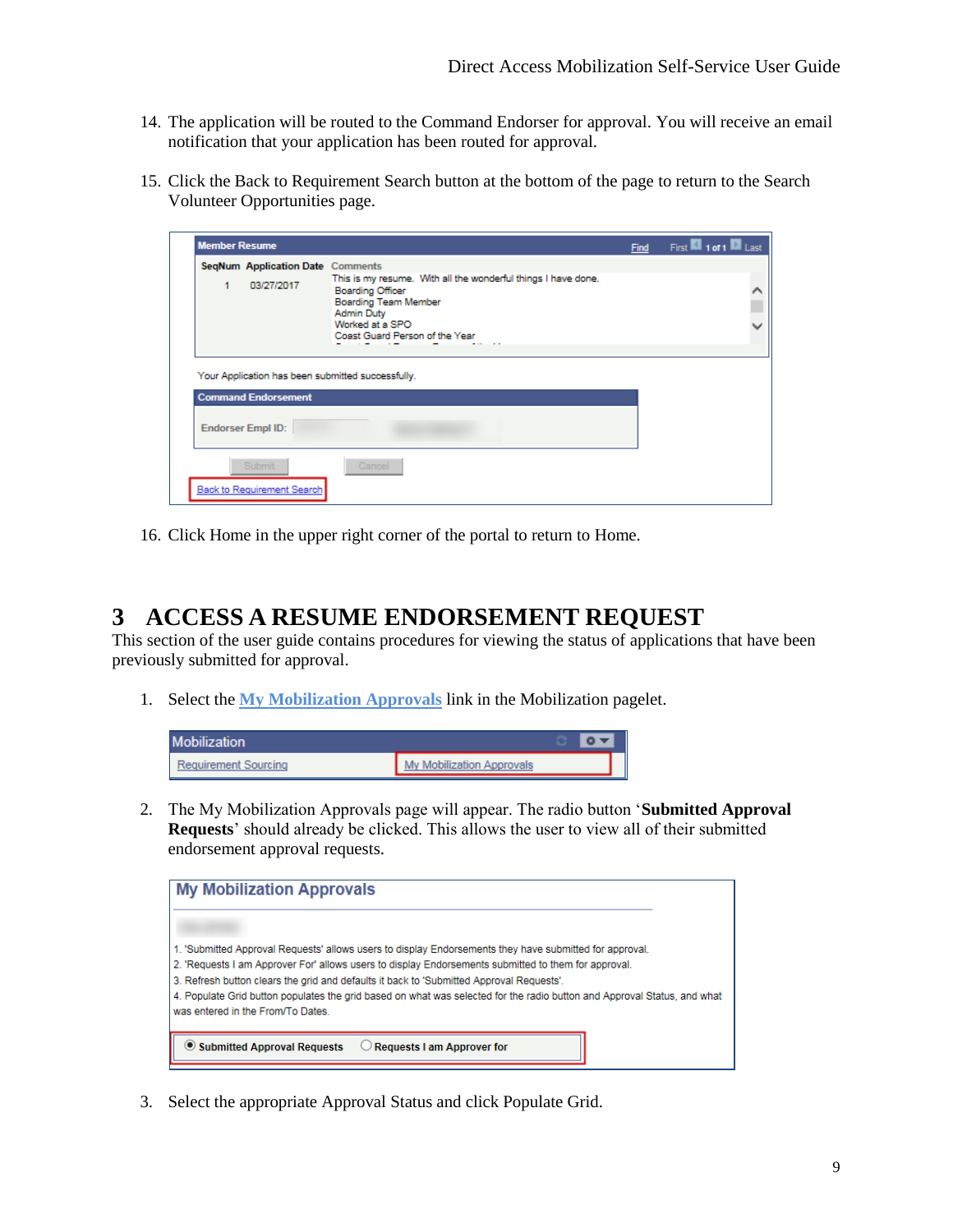14. The application will be routed to the Command Endorser for approval. You will receive an email notification that your application has been routed for approval.

15. Click the Back to Requirement Search button at the bottom of the page to return to the Search Volunteer Opportunities page.

16. Click Home in the upper right corner of the portal to return to Home.

# 3 ACCESS A RESUME ENDORSEMENT REQUEST

This section of the user guide contains procedures for viewing the status of applications that have been previously submitted for approval.

1. Select the **My Mobilization Approvals** link in the Mobilization pagelet.

2. The My Mobilization Approvals page will appear. The radio button '**Submitted Approval Requests**' should already be clicked. This allows the user to view all of their submitted endorsement approval requests.

3. Select the appropriate Approval Status and click Populate Grid.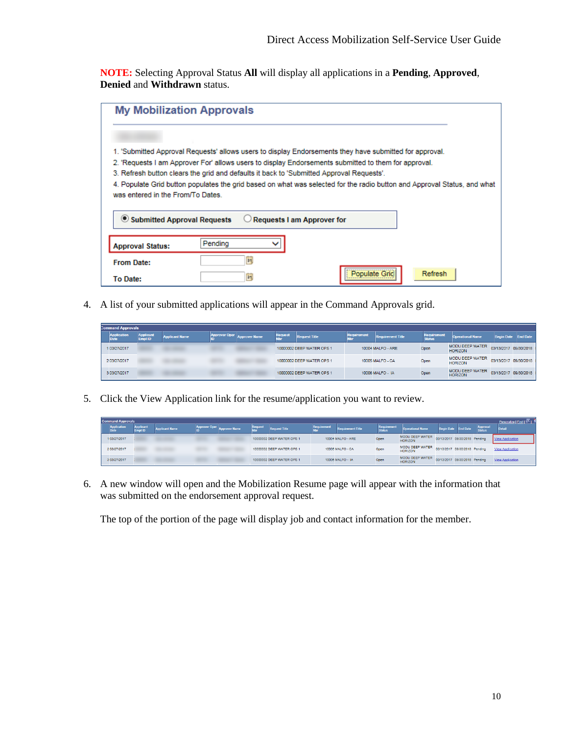**NOTE:** Selecting Approval Status **All** will display all applications in a **Pending**, **Approved**, **Denied** and **Withdrawn** status.

**My Mobilization Approvals**

1. 'Submitted Approval Requests' allows users to display Endorsements they have submitted for approval.
2. 'Requests I am Approver For' allows users to display Endorsements submitted to them for approval.
3. Refresh button clears the grid and defaults it back to 'Submitted Approval Requests'.
4. Populate Grid button populates the grid based on what was selected for the radio button and Approval Status, and what was entered in the From/To Dates.

◉ Submitted Approval Requests ○ Requests I am Approver for

**Approval Status:** Pending

**From Date:**

**To Date:**

Populate Grid | Refresh

4. A list of your submitted applications will appear in the Command Approvals grid.

Command Approvals

| | Application Date | Applicant Empl ID | Applicant Name | Approver Oper ID | Approver Name | Request Nbr | Request Title | Requirement Nbr | Requirement Title | Requirement Status | Operational Name | Begin Date | End Date |
|---|---|---|---|---|---|---|---|---|---|---|---|---|---|
| 1 | 03/27/2017 | | | | | 10000002 | DEEP WATER OPS 1 | 10004 | MALFO - ARE | Open | MODU DEEP WATER HORIZON | 03/13/2017 | 09/30/2018 |
| 2 | 03/27/2017 | | | | | 10000002 | DEEP WATER OPS 1 | 10005 | MALFO - CA | Open | MODU DEEP WATER HORIZON | 03/13/2017 | 09/30/2018 |
| 3 | 03/27/2017 | | | | | 10000002 | DEEP WATER OPS 1 | 10006 | MALFO - IA | Open | MODU DEEP WATER HORIZON | 03/13/2017 | 09/30/2018 |

5. Click the View Application link for the resume/application you want to review.

Command Approvals

| | Application Date | Applicant Empl ID | Applicant Name | Approver Oper ID | Approver Name | Request Nbr | Request Title | Requirement Nbr | Requirement Title | Requirement Status | Operational Name | Begin Date | End Date | Approval Status | Detail |
|---|---|---|---|---|---|---|---|---|---|---|---|---|---|---|---|
| 1 | 03/27/2017 | | | | | 10000002 | DEEP WATER OPS 1 | 10004 | MALFO - ARE | Open | MODU DEEP WATER HORIZON | 03/13/2017 | 09/30/2018 | Pending | View Application |
| 2 | 03/27/2017 | | | | | 10000002 | DEEP WATER OPS 1 | 10005 | MALFO - CA | Open | MODU DEEP WATER HORIZON | 03/13/2017 | 09/30/2018 | Pending | View Application |
| 3 | 03/27/2017 | | | | | 10000002 | DEEP WATER OPS 1 | 10006 | MALFO - IA | Open | MODU DEEP WATER HORIZON | 03/13/2017 | 09/30/2018 | Pending | View Application |

6. A new window will open and the Mobilization Resume page will appear with the information that was submitted on the endorsement approval request.

   The top of the portion of the page will display job and contact information for the member.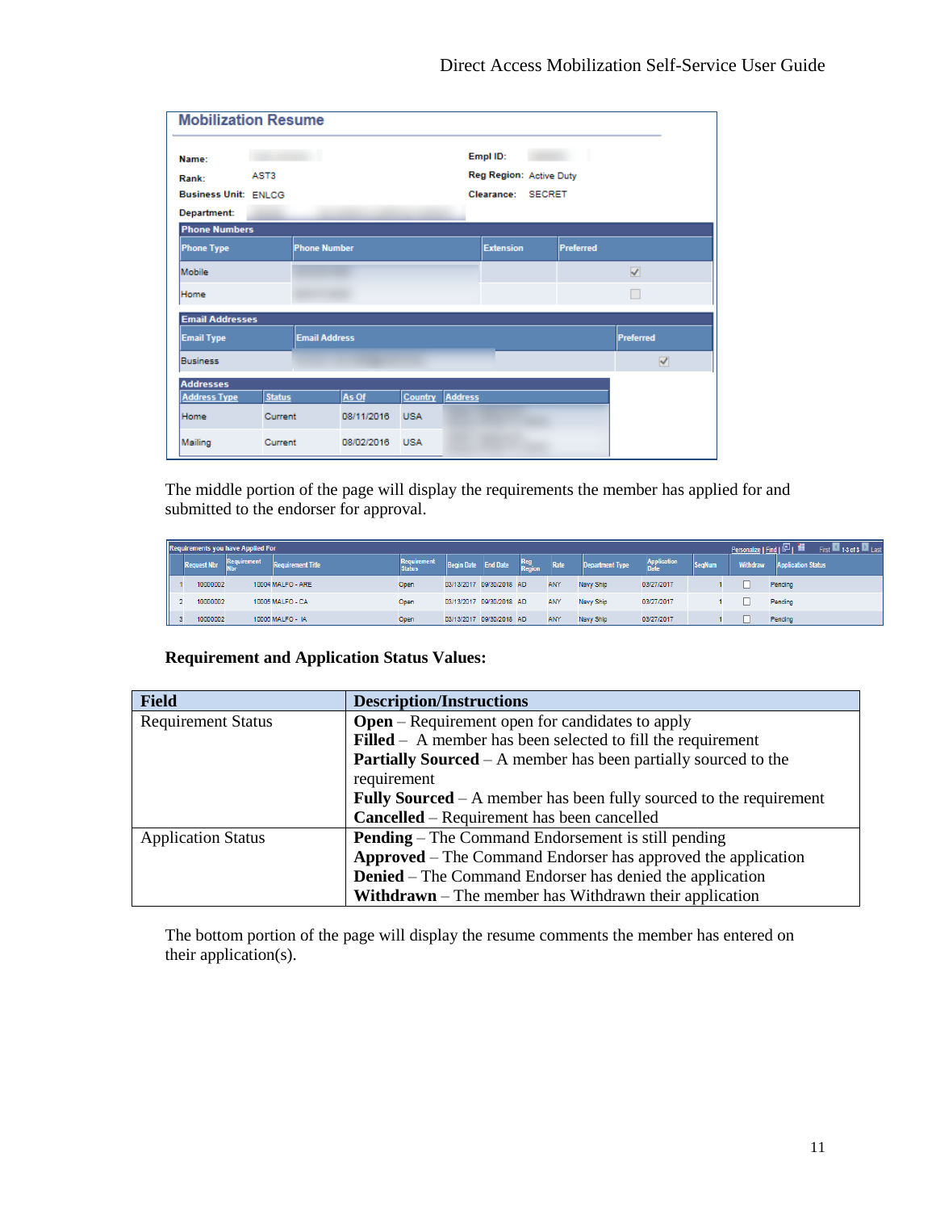## Mobilization Resume

| | | | |
|---|---|---|---|
| **Name:** | | **Empl ID:** | |
| **Rank:** | AST3 | **Reg Region:** | Active Duty |
| **Business Unit:** | ENLCG | **Clearance:** | SECRET |
| **Department:** | | | |

**Phone Numbers**

| Phone Type | Phone Number | Extension | Preferred |
|---|---|---|---|
| Mobile | | | ☑ |
| Home | | | ☐ |

**Email Addresses**

| Email Type | Email Address | Preferred |
|---|---|---|
| Business | | ☑ |

**Addresses**

| Address Type | Status | As Of | Country | Address |
|---|---|---|---|---|
| Home | Current | 08/11/2016 | USA | |
| Mailing | Current | 08/02/2016 | USA | |

The middle portion of the page will display the requirements the member has applied for and submitted to the endorser for approval.

**Requirements you have Applied For**

| | Request Nbr | Requirement Nbr | Requirement Title | Requirement Status | Begin Date | End Date | Reg Region | Rate | Department Type | Application Date | SeqNum | Withdraw | Application Status |
|---|---|---|---|---|---|---|---|---|---|---|---|---|---|
| 1 | 10000002 | 10004 | MALFO - ARE | Open | 03/13/2017 | 09/30/2018 | AD | ANY | Navy Ship | 03/27/2017 | 1 | ☐ | Pending |
| 2 | 10000002 | 10005 | MALFO - CA | Open | 03/13/2017 | 09/30/2018 | AD | ANY | Navy Ship | 03/27/2017 | 1 | ☐ | Pending |
| 3 | 10000002 | 10000 | MALFO - IA | Open | 03/13/2017 | 09/30/2018 | AD | ANY | Navy Ship | 03/27/2017 | 1 | ☐ | Pending |

**Requirement and Application Status Values:**

| Field | Description/Instructions |
|---|---|
| Requirement Status | **Open** – Requirement open for candidates to apply<br>**Filled** – A member has been selected to fill the requirement<br>**Partially Sourced** – A member has been partially sourced to the requirement<br>**Fully Sourced** – A member has been fully sourced to the requirement<br>**Cancelled** – Requirement has been cancelled |
| Application Status | **Pending** – The Command Endorsement is still pending<br>**Approved** – The Command Endorser has approved the application<br>**Denied** – The Command Endorser has denied the application<br>**Withdrawn** – The member has Withdrawn their application |

The bottom portion of the page will display the resume comments the member has entered on their application(s).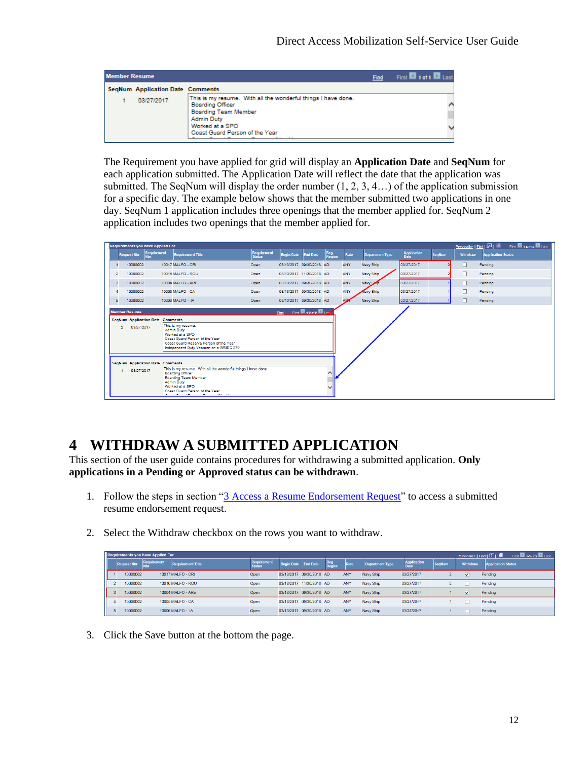| SeqNum | Application Date | Comments |
|---|---|---|
| 1 | 03/27/2017 | This is my resume. With all the wonderful things I have done. Boarding Officer Boarding Team Member Admin Duty Worked at a SPO Coast Guard Person of the Year |

The Requirement you have applied for grid will display an **Application Date** and **SeqNum** for each application submitted. The Application Date will reflect the date that the application was submitted. The SeqNum will display the order number (1, 2, 3, 4…) of the application submission for a specific day. The example below shows that the member submitted two applications in one day. SeqNum 1 application includes three openings that the member applied for. SeqNum 2 application includes two openings that the member applied for.

| | Request Nbr | Requirement Nbr | Requirement Title | Requirement Status | Begin Date | End Date | Reg Region | Rate | Department Type | Application Date | SeqNum | Withdraw | Application Status |
|---|---|---|---|---|---|---|---|---|---|---|---|---|---|
| 1 | 10000002 | 10017 | MALFO - CRI | Open | 03/13/2017 | 09/30/2018 | AD | ANY | Navy Ship | 03/27/2017 | 2 | ☐ | Pending |
| 2 | 10000002 | 10016 | MALFO - ROU | Open | 03/13/2017 | 11/30/2018 | AD | ANY | Navy Ship | 03/27/2017 | 2 | ☐ | Pending |
| 3 | 10000002 | 10004 | MALFO - ARE | Open | 03/13/2017 | 09/30/2018 | AD | ANY | Navy Ship | 03/27/2017 | 1 | ☐ | Pending |
| 4 | 10000002 | 10005 | MALFO - CA | Open | 03/13/2017 | 09/30/2018 | AD | ANY | Navy Ship | 03/27/2017 | 1 | ☐ | Pending |
| 5 | 10000002 | 10006 | MALFO - IA | Open | 03/13/2017 | 09/30/2018 | AD | ANY | Navy Ship | 03/27/2017 | 1 | ☐ | Pending |

| SeqNum | Application Date | Comments |
|---|---|---|
| 2 | 03/27/2017 | This is my resume. Admin Duty Worked at a SPO Coast Guard Person of the Year Coast Guard Reserve Person of the Year Independent Duty Yeoman on a WMEC 270' |
| 1 | 03/27/2017 | This is my resume. With all the wonderful things I have done. Boarding Officer Boarding Team Member Admin Duty Worked at a SPO Coast Guard Person of the Year |

# 4 WITHDRAW A SUBMITTED APPLICATION

This section of the user guide contains procedures for withdrawing a submitted application. **Only applications in a Pending or Approved status can be withdrawn**.

1. Follow the steps in section "3 Access a Resume Endorsement Request" to access a submitted resume endorsement request.

2. Select the Withdraw checkbox on the rows you want to withdraw.

| | Request Nbr | Requirement Nbr | Requirement Title | Requirement Status | Begin Date | End Date | Reg Region | Rate | Department Type | Application Date | SeqNum | Withdraw | Application Status |
|---|---|---|---|---|---|---|---|---|---|---|---|---|---|
| 1 | 10000002 | 10017 | MALFO - CRI | Open | 03/13/2017 | 09/30/2018 | AD | ANY | Navy Ship | 03/27/2017 | 2 | ☑ | Pending |
| 2 | 10000002 | 10016 | MALFO - ROU | Open | 03/13/2017 | 11/30/2018 | AD | ANY | Navy Ship | 03/27/2017 | 2 | ☐ | Pending |
| 3 | 10000002 | 10004 | MALFO - ARE | Open | 03/13/2017 | 09/30/2018 | AD | ANY | Navy Ship | 03/27/2017 | 1 | ☑ | Pending |
| 4 | 10000002 | 10005 | MALFO - CA | Open | 03/13/2017 | 09/30/2018 | AD | ANY | Navy Ship | 03/27/2017 | 1 | ☐ | Pending |
| 5 | 10000002 | 10006 | MALFO - IA | Open | 03/13/2017 | 09/30/2018 | AD | ANY | Navy Ship | 03/27/2017 | 1 | ☐ | Pending |

3. Click the Save button at the bottom the page.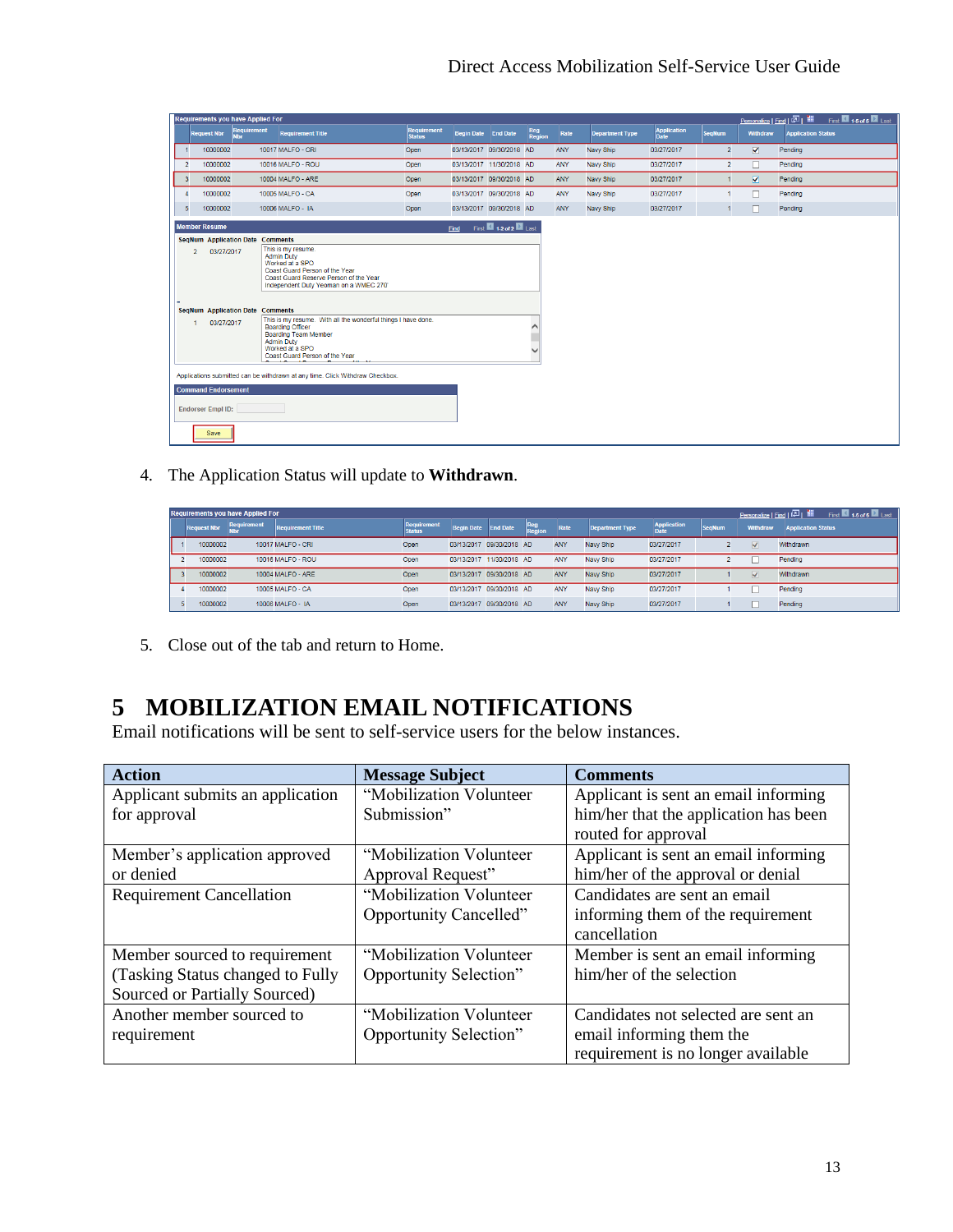| Requirements you have Applied For | | | | | | | | | | | | | | |
|---|---|---|---|---|---|---|---|---|---|---|---|---|---|---|
| | Request Nbr | Requirement Nbr | Requirement Title | Requirement Status | Begin Date | End Date | Reg Region | Rate | Department Type | Application Date | SeqNum | Withdraw | Application Status |
| 1 | 10000002 | 10017 | MALFO - CRI | Open | 03/13/2017 | 09/30/2018 | AD | ANY | Navy Ship | 03/27/2017 | 2 | ☑ | Pending |
| 2 | 10000002 | 10016 | MALFO - ROU | Open | 03/13/2017 | 11/30/2018 | AD | ANY | Navy Ship | 03/27/2017 | 2 | ☐ | Pending |
| 3 | 10000002 | 10004 | MALFO - ARE | Open | 03/13/2017 | 09/30/2018 | AD | ANY | Navy Ship | 03/27/2017 | 1 | ☑ | Pending |
| 4 | 10000002 | 10005 | MALFO - CA | Open | 03/13/2017 | 09/30/2018 | AD | ANY | Navy Ship | 03/27/2017 | 1 | ☐ | Pending |
| 5 | 10000002 | 10006 | MALFO - IA | Open | 03/13/2017 | 09/30/2018 | AD | ANY | Navy Ship | 03/27/2017 | 1 | ☐ | Pending |

**Member Resume**

| SeqNum | Application Date | Comments |
|---|---|---|
| 2 | 03/27/2017 | This is my resume. Admin Duty Worked at a SPO Coast Guard Person of the Year Coast Guard Reserve Person of the Year Independent Duty Yeoman on a WMEC 270' |
| 1 | 03/27/2017 | This is my resume. With all the wonderful things I have done. Boarding Officer Boarding Team Member Admin Duty Worked at a SPO Coast Guard Person of the Year |

Applications submitted can be withdrawn at any time. Click Withdraw Checkbox.

**Command Endorsement**

Endorser Empl ID:

Save

4. The Application Status will update to **Withdrawn**.

| Requirements you have Applied For | | | | | | | | | | | | | | |
|---|---|---|---|---|---|---|---|---|---|---|---|---|---|---|
| | Request Nbr | Requirement Nbr | Requirement Title | Requirement Status | Begin Date | End Date | Reg Region | Rate | Department Type | Application Date | SeqNum | Withdraw | Application Status |
| 1 | 10000002 | 10017 | MALFO - CRI | Open | 03/13/2017 | 09/30/2018 | AD | ANY | Navy Ship | 03/27/2017 | 2 | ☑ | Withdrawn |
| 2 | 10000002 | 10016 | MALFO - ROU | Open | 03/13/2017 | 11/30/2018 | AD | ANY | Navy Ship | 03/27/2017 | 2 | ☐ | Pending |
| 3 | 10000002 | 10004 | MALFO - ARE | Open | 03/13/2017 | 09/30/2018 | AD | ANY | Navy Ship | 03/27/2017 | 1 | ☑ | Withdrawn |
| 4 | 10000002 | 10005 | MALFO - CA | Open | 03/13/2017 | 09/30/2018 | AD | ANY | Navy Ship | 03/27/2017 | 1 | ☐ | Pending |
| 5 | 10000002 | 10006 | MALFO - IA | Open | 03/13/2017 | 09/30/2018 | AD | ANY | Navy Ship | 03/27/2017 | 1 | ☐ | Pending |

5. Close out of the tab and return to Home.

# 5 MOBILIZATION EMAIL NOTIFICATIONS

Email notifications will be sent to self-service users for the below instances.

| Action | Message Subject | Comments |
|---|---|---|
| Applicant submits an application for approval | "Mobilization Volunteer Submission" | Applicant is sent an email informing him/her that the application has been routed for approval |
| Member's application approved or denied | "Mobilization Volunteer Approval Request" | Applicant is sent an email informing him/her of the approval or denial |
| Requirement Cancellation | "Mobilization Volunteer Opportunity Cancelled" | Candidates are sent an email informing them of the requirement cancellation |
| Member sourced to requirement (Tasking Status changed to Fully Sourced or Partially Sourced) | "Mobilization Volunteer Opportunity Selection" | Member is sent an email informing him/her of the selection |
| Another member sourced to requirement | "Mobilization Volunteer Opportunity Selection" | Candidates not selected are sent an email informing them the requirement is no longer available |